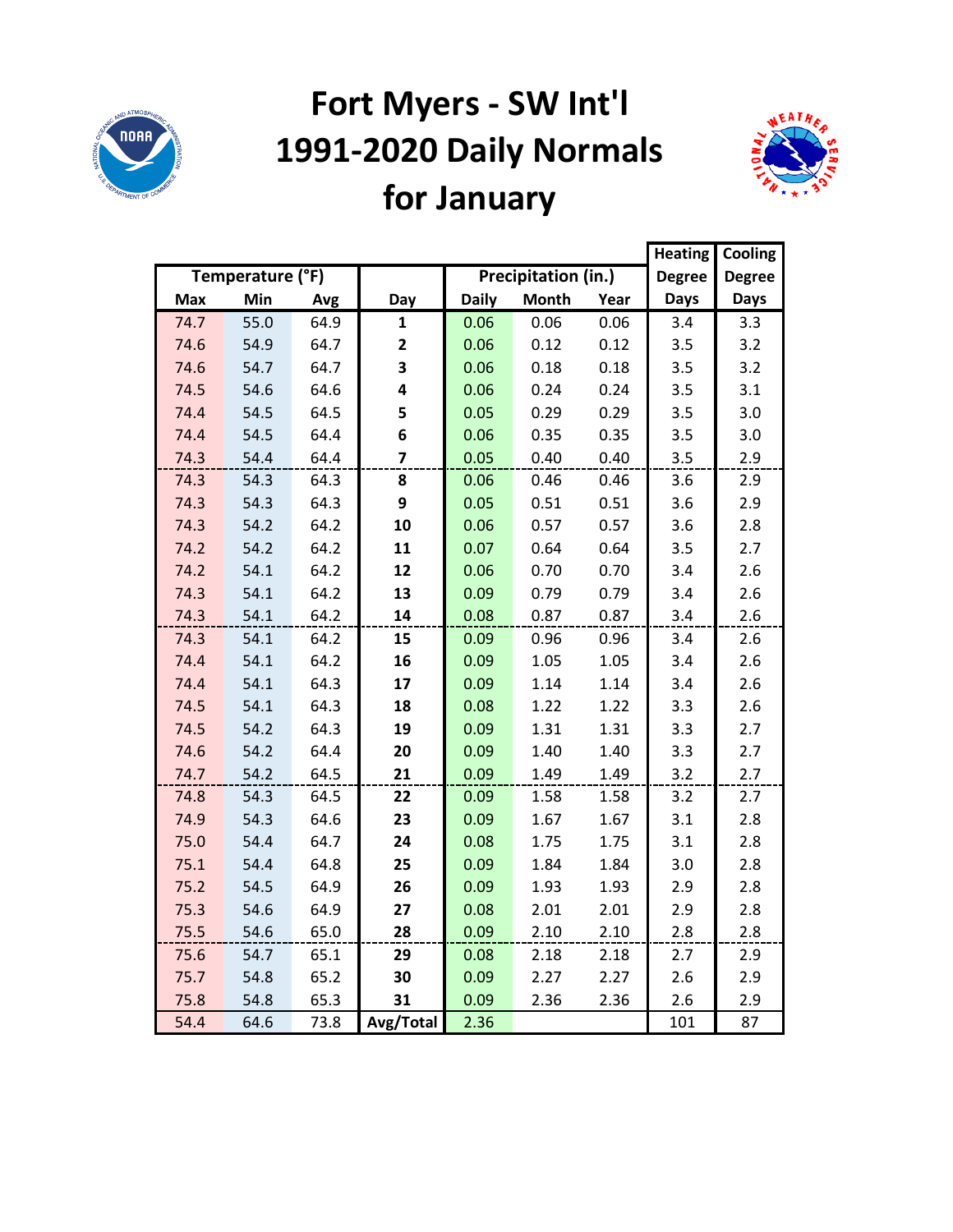# Fort Myers - SW Int'l
# 1991-2020 Daily Normals
# for January

| Temperature (°F) | | | | Precipitation (in.) | | | Heating Degree Days | Cooling Degree Days |
|---|---|---|---|---|---|---|---|---|
| Max | Min | Avg | Day | Daily | Month | Year | | |
| 74.7 | 55.0 | 64.9 | 1 | 0.06 | 0.06 | 0.06 | 3.4 | 3.3 |
| 74.6 | 54.9 | 64.7 | 2 | 0.06 | 0.12 | 0.12 | 3.5 | 3.2 |
| 74.6 | 54.7 | 64.7 | 3 | 0.06 | 0.18 | 0.18 | 3.5 | 3.2 |
| 74.5 | 54.6 | 64.6 | 4 | 0.06 | 0.24 | 0.24 | 3.5 | 3.1 |
| 74.4 | 54.5 | 64.5 | 5 | 0.05 | 0.29 | 0.29 | 3.5 | 3.0 |
| 74.4 | 54.5 | 64.4 | 6 | 0.06 | 0.35 | 0.35 | 3.5 | 3.0 |
| 74.3 | 54.4 | 64.4 | 7 | 0.05 | 0.40 | 0.40 | 3.5 | 2.9 |
| 74.3 | 54.3 | 64.3 | 8 | 0.06 | 0.46 | 0.46 | 3.6 | 2.9 |
| 74.3 | 54.3 | 64.3 | 9 | 0.05 | 0.51 | 0.51 | 3.6 | 2.9 |
| 74.3 | 54.2 | 64.2 | 10 | 0.06 | 0.57 | 0.57 | 3.6 | 2.8 |
| 74.2 | 54.2 | 64.2 | 11 | 0.07 | 0.64 | 0.64 | 3.5 | 2.7 |
| 74.2 | 54.1 | 64.2 | 12 | 0.06 | 0.70 | 0.70 | 3.4 | 2.6 |
| 74.3 | 54.1 | 64.2 | 13 | 0.09 | 0.79 | 0.79 | 3.4 | 2.6 |
| 74.3 | 54.1 | 64.2 | 14 | 0.08 | 0.87 | 0.87 | 3.4 | 2.6 |
| 74.3 | 54.1 | 64.2 | 15 | 0.09 | 0.96 | 0.96 | 3.4 | 2.6 |
| 74.4 | 54.1 | 64.2 | 16 | 0.09 | 1.05 | 1.05 | 3.4 | 2.6 |
| 74.4 | 54.1 | 64.3 | 17 | 0.09 | 1.14 | 1.14 | 3.4 | 2.6 |
| 74.5 | 54.1 | 64.3 | 18 | 0.08 | 1.22 | 1.22 | 3.3 | 2.6 |
| 74.5 | 54.2 | 64.3 | 19 | 0.09 | 1.31 | 1.31 | 3.3 | 2.7 |
| 74.6 | 54.2 | 64.4 | 20 | 0.09 | 1.40 | 1.40 | 3.3 | 2.7 |
| 74.7 | 54.2 | 64.5 | 21 | 0.09 | 1.49 | 1.49 | 3.2 | 2.7 |
| 74.8 | 54.3 | 64.5 | 22 | 0.09 | 1.58 | 1.58 | 3.2 | 2.7 |
| 74.9 | 54.3 | 64.6 | 23 | 0.09 | 1.67 | 1.67 | 3.1 | 2.8 |
| 75.0 | 54.4 | 64.7 | 24 | 0.08 | 1.75 | 1.75 | 3.1 | 2.8 |
| 75.1 | 54.4 | 64.8 | 25 | 0.09 | 1.84 | 1.84 | 3.0 | 2.8 |
| 75.2 | 54.5 | 64.9 | 26 | 0.09 | 1.93 | 1.93 | 2.9 | 2.8 |
| 75.3 | 54.6 | 64.9 | 27 | 0.08 | 2.01 | 2.01 | 2.9 | 2.8 |
| 75.5 | 54.6 | 65.0 | 28 | 0.09 | 2.10 | 2.10 | 2.8 | 2.8 |
| 75.6 | 54.7 | 65.1 | 29 | 0.08 | 2.18 | 2.18 | 2.7 | 2.9 |
| 75.7 | 54.8 | 65.2 | 30 | 0.09 | 2.27 | 2.27 | 2.6 | 2.9 |
| 75.8 | 54.8 | 65.3 | 31 | 0.09 | 2.36 | 2.36 | 2.6 | 2.9 |
| 54.4 | 64.6 | 73.8 | Avg/Total | 2.36 | | | 101 | 87 |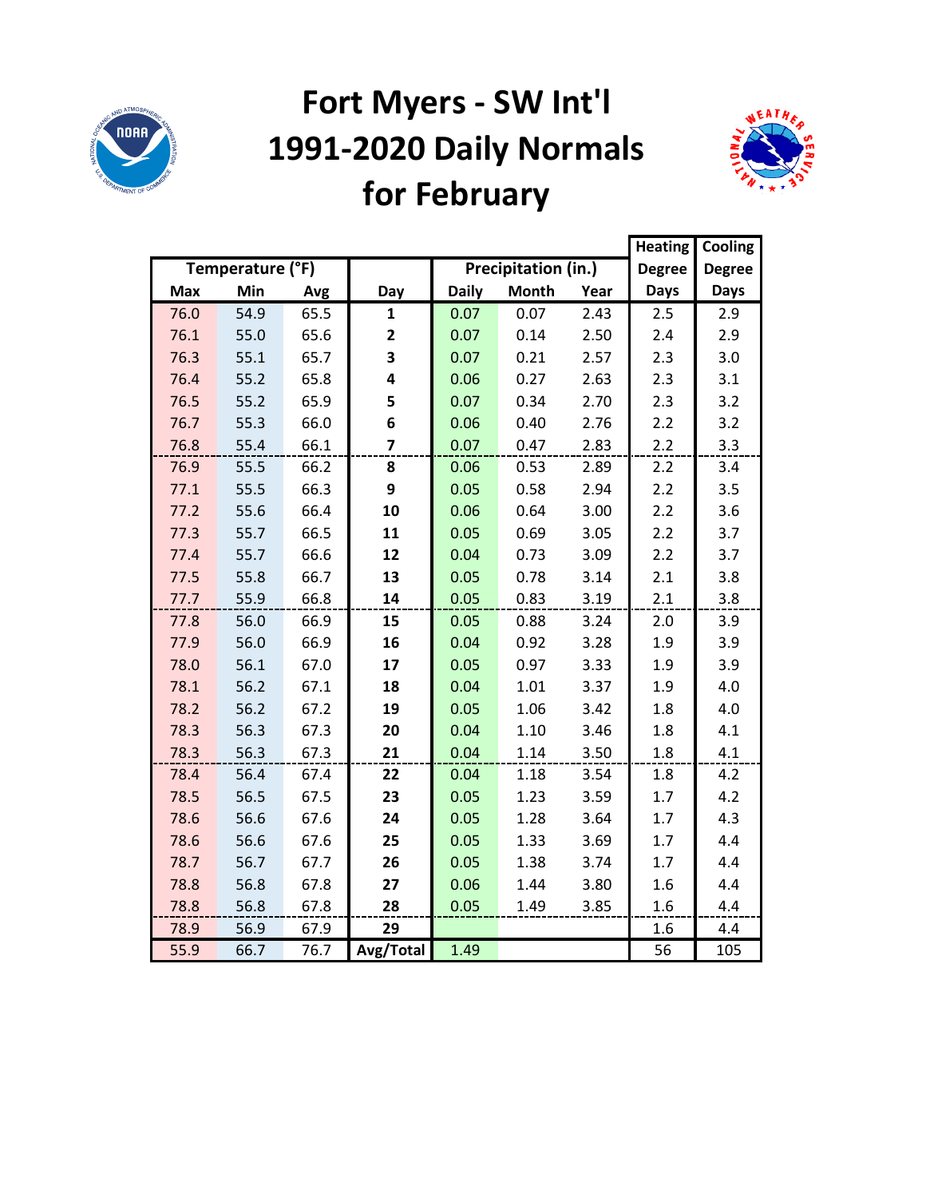# Fort Myers - SW Int'l 1991-2020 Daily Normals for February

| Temperature (°F) | | | | Precipitation (in.) | | | Heating Degree | Cooling Degree |
|---|---|---|---|---|---|---|---|---|
| Max | Min | Avg | Day | Daily | Month | Year | Days | Days |
| 76.0 | 54.9 | 65.5 | **1** | 0.07 | 0.07 | 2.43 | 2.5 | 2.9 |
| 76.1 | 55.0 | 65.6 | **2** | 0.07 | 0.14 | 2.50 | 2.4 | 2.9 |
| 76.3 | 55.1 | 65.7 | **3** | 0.07 | 0.21 | 2.57 | 2.3 | 3.0 |
| 76.4 | 55.2 | 65.8 | **4** | 0.06 | 0.27 | 2.63 | 2.3 | 3.1 |
| 76.5 | 55.2 | 65.9 | **5** | 0.07 | 0.34 | 2.70 | 2.3 | 3.2 |
| 76.7 | 55.3 | 66.0 | **6** | 0.06 | 0.40 | 2.76 | 2.2 | 3.2 |
| 76.8 | 55.4 | 66.1 | **7** | 0.07 | 0.47 | 2.83 | 2.2 | 3.3 |
| 76.9 | 55.5 | 66.2 | **8** | 0.06 | 0.53 | 2.89 | 2.2 | 3.4 |
| 77.1 | 55.5 | 66.3 | **9** | 0.05 | 0.58 | 2.94 | 2.2 | 3.5 |
| 77.2 | 55.6 | 66.4 | **10** | 0.06 | 0.64 | 3.00 | 2.2 | 3.6 |
| 77.3 | 55.7 | 66.5 | **11** | 0.05 | 0.69 | 3.05 | 2.2 | 3.7 |
| 77.4 | 55.7 | 66.6 | **12** | 0.04 | 0.73 | 3.09 | 2.2 | 3.7 |
| 77.5 | 55.8 | 66.7 | **13** | 0.05 | 0.78 | 3.14 | 2.1 | 3.8 |
| 77.7 | 55.9 | 66.8 | **14** | 0.05 | 0.83 | 3.19 | 2.1 | 3.8 |
| 77.8 | 56.0 | 66.9 | **15** | 0.05 | 0.88 | 3.24 | 2.0 | 3.9 |
| 77.9 | 56.0 | 66.9 | **16** | 0.04 | 0.92 | 3.28 | 1.9 | 3.9 |
| 78.0 | 56.1 | 67.0 | **17** | 0.05 | 0.97 | 3.33 | 1.9 | 3.9 |
| 78.1 | 56.2 | 67.1 | **18** | 0.04 | 1.01 | 3.37 | 1.9 | 4.0 |
| 78.2 | 56.2 | 67.2 | **19** | 0.05 | 1.06 | 3.42 | 1.8 | 4.0 |
| 78.3 | 56.3 | 67.3 | **20** | 0.04 | 1.10 | 3.46 | 1.8 | 4.1 |
| 78.3 | 56.3 | 67.3 | **21** | 0.04 | 1.14 | 3.50 | 1.8 | 4.1 |
| 78.4 | 56.4 | 67.4 | **22** | 0.04 | 1.18 | 3.54 | 1.8 | 4.2 |
| 78.5 | 56.5 | 67.5 | **23** | 0.05 | 1.23 | 3.59 | 1.7 | 4.2 |
| 78.6 | 56.6 | 67.6 | **24** | 0.05 | 1.28 | 3.64 | 1.7 | 4.3 |
| 78.6 | 56.6 | 67.6 | **25** | 0.05 | 1.33 | 3.69 | 1.7 | 4.4 |
| 78.7 | 56.7 | 67.7 | **26** | 0.05 | 1.38 | 3.74 | 1.7 | 4.4 |
| 78.8 | 56.8 | 67.8 | **27** | 0.06 | 1.44 | 3.80 | 1.6 | 4.4 |
| 78.8 | 56.8 | 67.8 | **28** | 0.05 | 1.49 | 3.85 | 1.6 | 4.4 |
| 78.9 | 56.9 | 67.9 | **29** | | | | 1.6 | 4.4 |
| 55.9 | 66.7 | 76.7 | **Avg/Total** | 1.49 | | | 56 | 105 |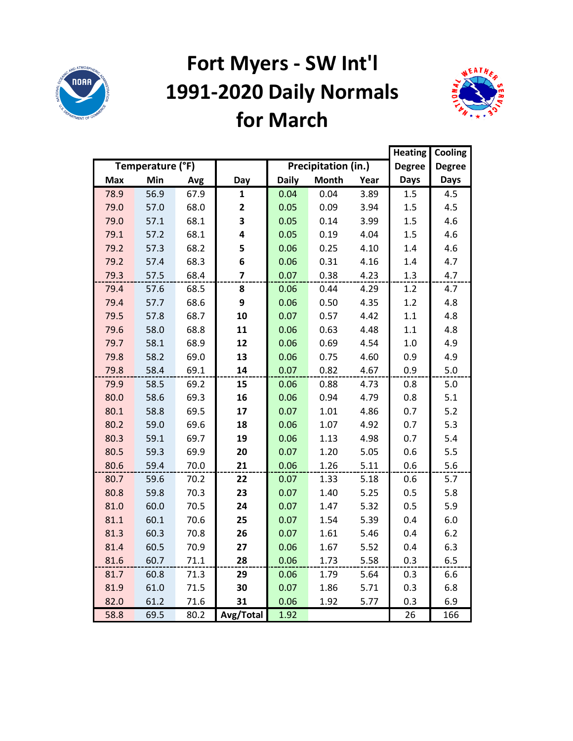# Fort Myers - SW Int'l 1991-2020 Daily Normals for March

| Temperature (°F) | | | | Precipitation (in.) | | | Heating Degree Days | Cooling Degree Days |
|---|---|---|---|---|---|---|---|---|
| Max | Min | Avg | Day | Daily | Month | Year | | |
| 78.9 | 56.9 | 67.9 | **1** | 0.04 | 0.04 | 3.89 | 1.5 | 4.5 |
| 79.0 | 57.0 | 68.0 | **2** | 0.05 | 0.09 | 3.94 | 1.5 | 4.5 |
| 79.0 | 57.1 | 68.1 | **3** | 0.05 | 0.14 | 3.99 | 1.5 | 4.6 |
| 79.1 | 57.2 | 68.1 | **4** | 0.05 | 0.19 | 4.04 | 1.5 | 4.6 |
| 79.2 | 57.3 | 68.2 | **5** | 0.06 | 0.25 | 4.10 | 1.4 | 4.6 |
| 79.2 | 57.4 | 68.3 | **6** | 0.06 | 0.31 | 4.16 | 1.4 | 4.7 |
| 79.3 | 57.5 | 68.4 | **7** | 0.07 | 0.38 | 4.23 | 1.3 | 4.7 |
| 79.4 | 57.6 | 68.5 | **8** | 0.06 | 0.44 | 4.29 | 1.2 | 4.7 |
| 79.4 | 57.7 | 68.6 | **9** | 0.06 | 0.50 | 4.35 | 1.2 | 4.8 |
| 79.5 | 57.8 | 68.7 | **10** | 0.07 | 0.57 | 4.42 | 1.1 | 4.8 |
| 79.6 | 58.0 | 68.8 | **11** | 0.06 | 0.63 | 4.48 | 1.1 | 4.8 |
| 79.7 | 58.1 | 68.9 | **12** | 0.06 | 0.69 | 4.54 | 1.0 | 4.9 |
| 79.8 | 58.2 | 69.0 | **13** | 0.06 | 0.75 | 4.60 | 0.9 | 4.9 |
| 79.8 | 58.4 | 69.1 | **14** | 0.07 | 0.82 | 4.67 | 0.9 | 5.0 |
| 79.9 | 58.5 | 69.2 | **15** | 0.06 | 0.88 | 4.73 | 0.8 | 5.0 |
| 80.0 | 58.6 | 69.3 | **16** | 0.06 | 0.94 | 4.79 | 0.8 | 5.1 |
| 80.1 | 58.8 | 69.5 | **17** | 0.07 | 1.01 | 4.86 | 0.7 | 5.2 |
| 80.2 | 59.0 | 69.6 | **18** | 0.06 | 1.07 | 4.92 | 0.7 | 5.3 |
| 80.3 | 59.1 | 69.7 | **19** | 0.06 | 1.13 | 4.98 | 0.7 | 5.4 |
| 80.5 | 59.3 | 69.9 | **20** | 0.07 | 1.20 | 5.05 | 0.6 | 5.5 |
| 80.6 | 59.4 | 70.0 | **21** | 0.06 | 1.26 | 5.11 | 0.6 | 5.6 |
| 80.7 | 59.6 | 70.2 | **22** | 0.07 | 1.33 | 5.18 | 0.6 | 5.7 |
| 80.8 | 59.8 | 70.3 | **23** | 0.07 | 1.40 | 5.25 | 0.5 | 5.8 |
| 81.0 | 60.0 | 70.5 | **24** | 0.07 | 1.47 | 5.32 | 0.5 | 5.9 |
| 81.1 | 60.1 | 70.6 | **25** | 0.07 | 1.54 | 5.39 | 0.4 | 6.0 |
| 81.3 | 60.3 | 70.8 | **26** | 0.07 | 1.61 | 5.46 | 0.4 | 6.2 |
| 81.4 | 60.5 | 70.9 | **27** | 0.06 | 1.67 | 5.52 | 0.4 | 6.3 |
| 81.6 | 60.7 | 71.1 | **28** | 0.06 | 1.73 | 5.58 | 0.3 | 6.5 |
| 81.7 | 60.8 | 71.3 | **29** | 0.06 | 1.79 | 5.64 | 0.3 | 6.6 |
| 81.9 | 61.0 | 71.5 | **30** | 0.07 | 1.86 | 5.71 | 0.3 | 6.8 |
| 82.0 | 61.2 | 71.6 | **31** | 0.06 | 1.92 | 5.77 | 0.3 | 6.9 |
| 58.8 | 69.5 | 80.2 | **Avg/Total** | 1.92 | | | 26 | 166 |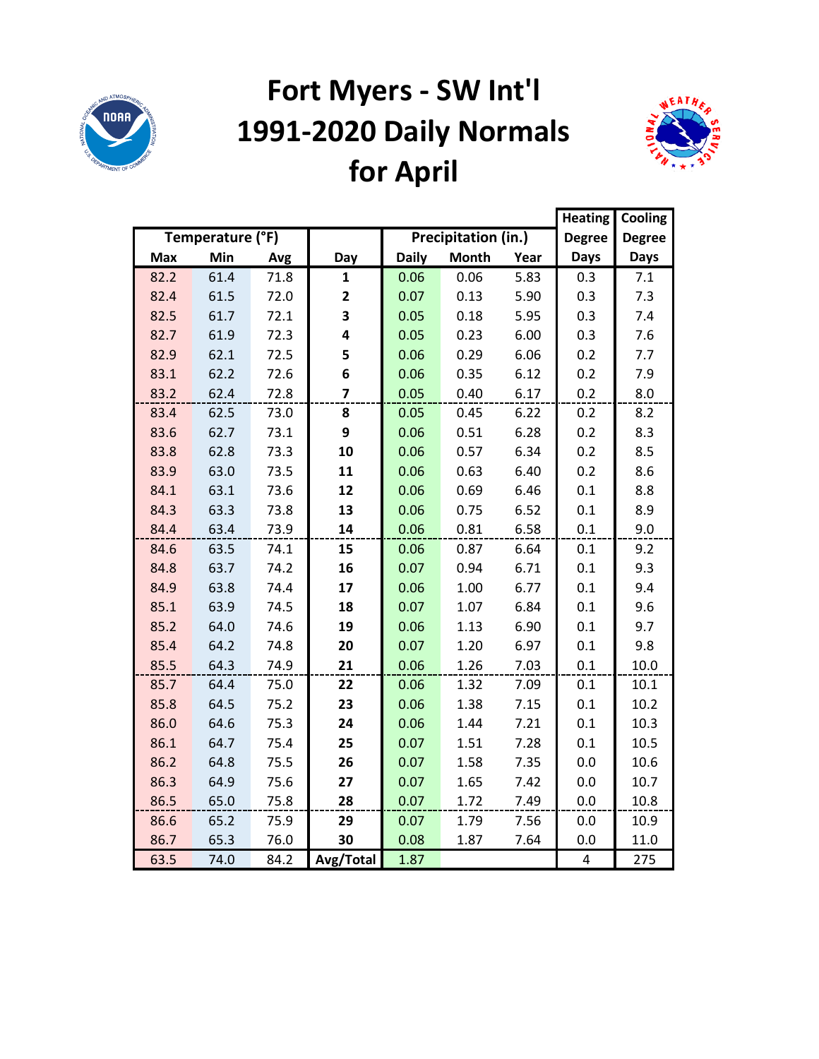# Fort Myers - SW Int'l 1991-2020 Daily Normals for April

| Temperature (°F) | | | Day | Precipitation (in.) | | | Heating Degree Days | Cooling Degree Days |
|---|---|---|---|---|---|---|---|---|
| Max | Min | Avg | | Daily | Month | Year | | |
| 82.2 | 61.4 | 71.8 | **1** | 0.06 | 0.06 | 5.83 | 0.3 | 7.1 |
| 82.4 | 61.5 | 72.0 | **2** | 0.07 | 0.13 | 5.90 | 0.3 | 7.3 |
| 82.5 | 61.7 | 72.1 | **3** | 0.05 | 0.18 | 5.95 | 0.3 | 7.4 |
| 82.7 | 61.9 | 72.3 | **4** | 0.05 | 0.23 | 6.00 | 0.3 | 7.6 |
| 82.9 | 62.1 | 72.5 | **5** | 0.06 | 0.29 | 6.06 | 0.2 | 7.7 |
| 83.1 | 62.2 | 72.6 | **6** | 0.06 | 0.35 | 6.12 | 0.2 | 7.9 |
| 83.2 | 62.4 | 72.8 | **7** | 0.05 | 0.40 | 6.17 | 0.2 | 8.0 |
| 83.4 | 62.5 | 73.0 | **8** | 0.05 | 0.45 | 6.22 | 0.2 | 8.2 |
| 83.6 | 62.7 | 73.1 | **9** | 0.06 | 0.51 | 6.28 | 0.2 | 8.3 |
| 83.8 | 62.8 | 73.3 | **10** | 0.06 | 0.57 | 6.34 | 0.2 | 8.5 |
| 83.9 | 63.0 | 73.5 | **11** | 0.06 | 0.63 | 6.40 | 0.2 | 8.6 |
| 84.1 | 63.1 | 73.6 | **12** | 0.06 | 0.69 | 6.46 | 0.1 | 8.8 |
| 84.3 | 63.3 | 73.8 | **13** | 0.06 | 0.75 | 6.52 | 0.1 | 8.9 |
| 84.4 | 63.4 | 73.9 | **14** | 0.06 | 0.81 | 6.58 | 0.1 | 9.0 |
| 84.6 | 63.5 | 74.1 | **15** | 0.06 | 0.87 | 6.64 | 0.1 | 9.2 |
| 84.8 | 63.7 | 74.2 | **16** | 0.07 | 0.94 | 6.71 | 0.1 | 9.3 |
| 84.9 | 63.8 | 74.4 | **17** | 0.06 | 1.00 | 6.77 | 0.1 | 9.4 |
| 85.1 | 63.9 | 74.5 | **18** | 0.07 | 1.07 | 6.84 | 0.1 | 9.6 |
| 85.2 | 64.0 | 74.6 | **19** | 0.06 | 1.13 | 6.90 | 0.1 | 9.7 |
| 85.4 | 64.2 | 74.8 | **20** | 0.07 | 1.20 | 6.97 | 0.1 | 9.8 |
| 85.5 | 64.3 | 74.9 | **21** | 0.06 | 1.26 | 7.03 | 0.1 | 10.0 |
| 85.7 | 64.4 | 75.0 | **22** | 0.06 | 1.32 | 7.09 | 0.1 | 10.1 |
| 85.8 | 64.5 | 75.2 | **23** | 0.06 | 1.38 | 7.15 | 0.1 | 10.2 |
| 86.0 | 64.6 | 75.3 | **24** | 0.06 | 1.44 | 7.21 | 0.1 | 10.3 |
| 86.1 | 64.7 | 75.4 | **25** | 0.07 | 1.51 | 7.28 | 0.1 | 10.5 |
| 86.2 | 64.8 | 75.5 | **26** | 0.07 | 1.58 | 7.35 | 0.0 | 10.6 |
| 86.3 | 64.9 | 75.6 | **27** | 0.07 | 1.65 | 7.42 | 0.0 | 10.7 |
| 86.5 | 65.0 | 75.8 | **28** | 0.07 | 1.72 | 7.49 | 0.0 | 10.8 |
| 86.6 | 65.2 | 75.9 | **29** | 0.07 | 1.79 | 7.56 | 0.0 | 10.9 |
| 86.7 | 65.3 | 76.0 | **30** | 0.08 | 1.87 | 7.64 | 0.0 | 11.0 |
| 63.5 | 74.0 | 84.2 | **Avg/Total** | 1.87 | | | 4 | 275 |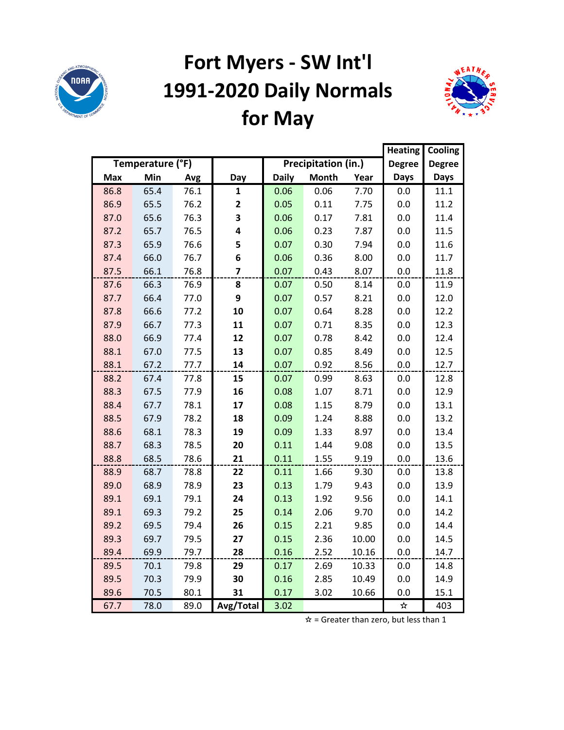# Fort Myers - SW Int'l 1991-2020 Daily Normals for May

| Temperature (°F) | | | | Precipitation (in.) | | | Heating Degree Days | Cooling Degree Days |
|---|---|---|---|---|---|---|---|---|
| Max | Min | Avg | Day | Daily | Month | Year | | |
| 86.8 | 65.4 | 76.1 | 1 | 0.06 | 0.06 | 7.70 | 0.0 | 11.1 |
| 86.9 | 65.5 | 76.2 | 2 | 0.05 | 0.11 | 7.75 | 0.0 | 11.2 |
| 87.0 | 65.6 | 76.3 | 3 | 0.06 | 0.17 | 7.81 | 0.0 | 11.4 |
| 87.2 | 65.7 | 76.5 | 4 | 0.06 | 0.23 | 7.87 | 0.0 | 11.5 |
| 87.3 | 65.9 | 76.6 | 5 | 0.07 | 0.30 | 7.94 | 0.0 | 11.6 |
| 87.4 | 66.0 | 76.7 | 6 | 0.06 | 0.36 | 8.00 | 0.0 | 11.7 |
| 87.5 | 66.1 | 76.8 | 7 | 0.07 | 0.43 | 8.07 | 0.0 | 11.8 |
| 87.6 | 66.3 | 76.9 | 8 | 0.07 | 0.50 | 8.14 | 0.0 | 11.9 |
| 87.7 | 66.4 | 77.0 | 9 | 0.07 | 0.57 | 8.21 | 0.0 | 12.0 |
| 87.8 | 66.6 | 77.2 | 10 | 0.07 | 0.64 | 8.28 | 0.0 | 12.2 |
| 87.9 | 66.7 | 77.3 | 11 | 0.07 | 0.71 | 8.35 | 0.0 | 12.3 |
| 88.0 | 66.9 | 77.4 | 12 | 0.07 | 0.78 | 8.42 | 0.0 | 12.4 |
| 88.1 | 67.0 | 77.5 | 13 | 0.07 | 0.85 | 8.49 | 0.0 | 12.5 |
| 88.1 | 67.2 | 77.7 | 14 | 0.07 | 0.92 | 8.56 | 0.0 | 12.7 |
| 88.2 | 67.4 | 77.8 | 15 | 0.07 | 0.99 | 8.63 | 0.0 | 12.8 |
| 88.3 | 67.5 | 77.9 | 16 | 0.08 | 1.07 | 8.71 | 0.0 | 12.9 |
| 88.4 | 67.7 | 78.1 | 17 | 0.08 | 1.15 | 8.79 | 0.0 | 13.1 |
| 88.5 | 67.9 | 78.2 | 18 | 0.09 | 1.24 | 8.88 | 0.0 | 13.2 |
| 88.6 | 68.1 | 78.3 | 19 | 0.09 | 1.33 | 8.97 | 0.0 | 13.4 |
| 88.7 | 68.3 | 78.5 | 20 | 0.11 | 1.44 | 9.08 | 0.0 | 13.5 |
| 88.8 | 68.5 | 78.6 | 21 | 0.11 | 1.55 | 9.19 | 0.0 | 13.6 |
| 88.9 | 68.7 | 78.8 | 22 | 0.11 | 1.66 | 9.30 | 0.0 | 13.8 |
| 89.0 | 68.9 | 78.9 | 23 | 0.13 | 1.79 | 9.43 | 0.0 | 13.9 |
| 89.1 | 69.1 | 79.1 | 24 | 0.13 | 1.92 | 9.56 | 0.0 | 14.1 |
| 89.1 | 69.3 | 79.2 | 25 | 0.14 | 2.06 | 9.70 | 0.0 | 14.2 |
| 89.2 | 69.5 | 79.4 | 26 | 0.15 | 2.21 | 9.85 | 0.0 | 14.4 |
| 89.3 | 69.7 | 79.5 | 27 | 0.15 | 2.36 | 10.00 | 0.0 | 14.5 |
| 89.4 | 69.9 | 79.7 | 28 | 0.16 | 2.52 | 10.16 | 0.0 | 14.7 |
| 89.5 | 70.1 | 79.8 | 29 | 0.17 | 2.69 | 10.33 | 0.0 | 14.8 |
| 89.5 | 70.3 | 79.9 | 30 | 0.16 | 2.85 | 10.49 | 0.0 | 14.9 |
| 89.6 | 70.5 | 80.1 | 31 | 0.17 | 3.02 | 10.66 | 0.0 | 15.1 |
| 67.7 | 78.0 | 89.0 | Avg/Total | 3.02 | | | ☆ | 403 |

☆ = Greater than zero, but less than 1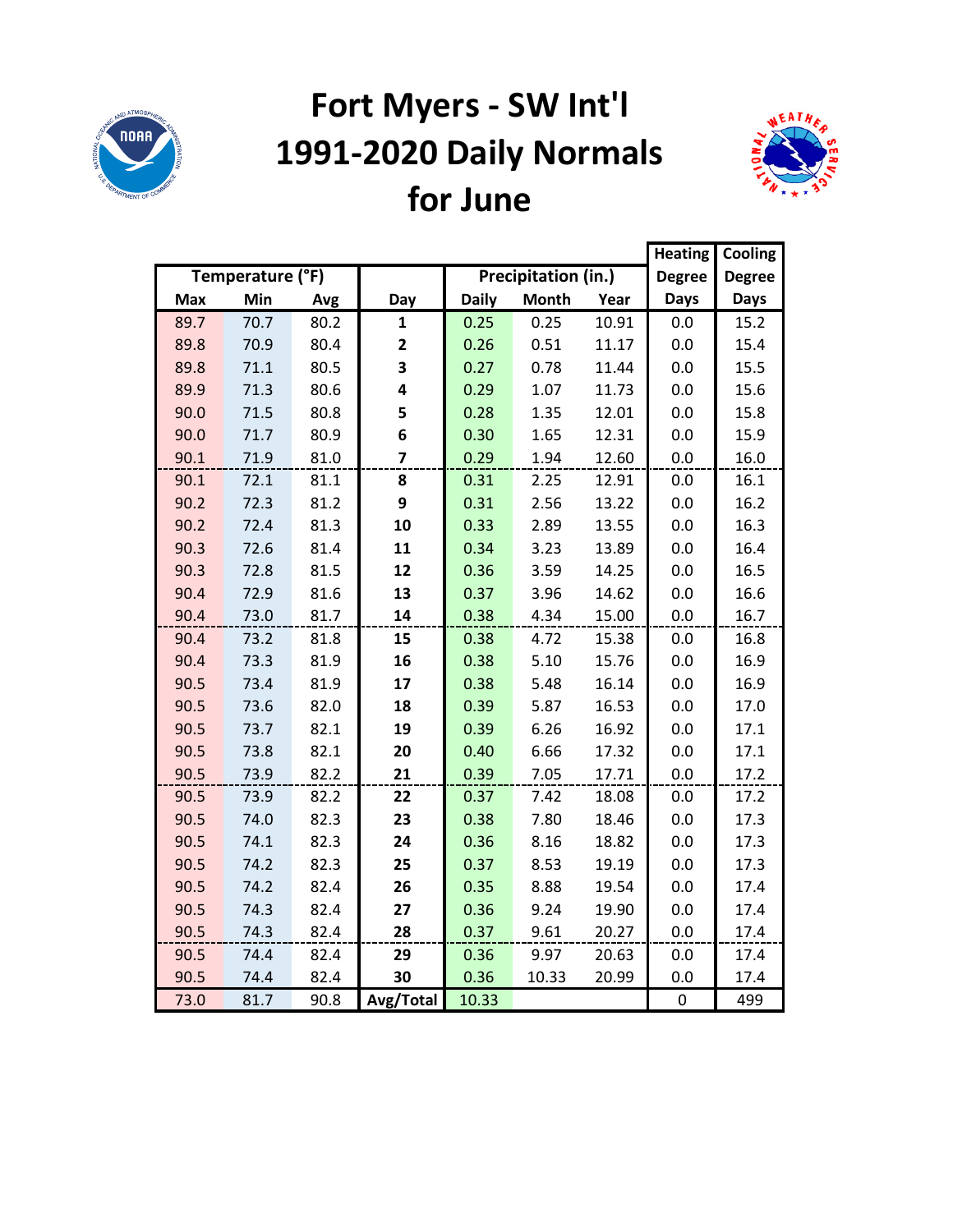# Fort Myers - SW Int'l 1991-2020 Daily Normals for June

| Temperature (°F) | | | | Precipitation (in.) | | | Heating Degree Days | Cooling Degree Days |
|---|---|---|---|---|---|---|---|---|
| Max | Min | Avg | Day | Daily | Month | Year | | |
| 89.7 | 70.7 | 80.2 | **1** | 0.25 | 0.25 | 10.91 | 0.0 | 15.2 |
| 89.8 | 70.9 | 80.4 | **2** | 0.26 | 0.51 | 11.17 | 0.0 | 15.4 |
| 89.8 | 71.1 | 80.5 | **3** | 0.27 | 0.78 | 11.44 | 0.0 | 15.5 |
| 89.9 | 71.3 | 80.6 | **4** | 0.29 | 1.07 | 11.73 | 0.0 | 15.6 |
| 90.0 | 71.5 | 80.8 | **5** | 0.28 | 1.35 | 12.01 | 0.0 | 15.8 |
| 90.0 | 71.7 | 80.9 | **6** | 0.30 | 1.65 | 12.31 | 0.0 | 15.9 |
| 90.1 | 71.9 | 81.0 | **7** | 0.29 | 1.94 | 12.60 | 0.0 | 16.0 |
| 90.1 | 72.1 | 81.1 | **8** | 0.31 | 2.25 | 12.91 | 0.0 | 16.1 |
| 90.2 | 72.3 | 81.2 | **9** | 0.31 | 2.56 | 13.22 | 0.0 | 16.2 |
| 90.2 | 72.4 | 81.3 | **10** | 0.33 | 2.89 | 13.55 | 0.0 | 16.3 |
| 90.3 | 72.6 | 81.4 | **11** | 0.34 | 3.23 | 13.89 | 0.0 | 16.4 |
| 90.3 | 72.8 | 81.5 | **12** | 0.36 | 3.59 | 14.25 | 0.0 | 16.5 |
| 90.4 | 72.9 | 81.6 | **13** | 0.37 | 3.96 | 14.62 | 0.0 | 16.6 |
| 90.4 | 73.0 | 81.7 | **14** | 0.38 | 4.34 | 15.00 | 0.0 | 16.7 |
| 90.4 | 73.2 | 81.8 | **15** | 0.38 | 4.72 | 15.38 | 0.0 | 16.8 |
| 90.4 | 73.3 | 81.9 | **16** | 0.38 | 5.10 | 15.76 | 0.0 | 16.9 |
| 90.5 | 73.4 | 81.9 | **17** | 0.38 | 5.48 | 16.14 | 0.0 | 16.9 |
| 90.5 | 73.6 | 82.0 | **18** | 0.39 | 5.87 | 16.53 | 0.0 | 17.0 |
| 90.5 | 73.7 | 82.1 | **19** | 0.39 | 6.26 | 16.92 | 0.0 | 17.1 |
| 90.5 | 73.8 | 82.1 | **20** | 0.40 | 6.66 | 17.32 | 0.0 | 17.1 |
| 90.5 | 73.9 | 82.2 | **21** | 0.39 | 7.05 | 17.71 | 0.0 | 17.2 |
| 90.5 | 73.9 | 82.2 | **22** | 0.37 | 7.42 | 18.08 | 0.0 | 17.2 |
| 90.5 | 74.0 | 82.3 | **23** | 0.38 | 7.80 | 18.46 | 0.0 | 17.3 |
| 90.5 | 74.1 | 82.3 | **24** | 0.36 | 8.16 | 18.82 | 0.0 | 17.3 |
| 90.5 | 74.2 | 82.3 | **25** | 0.37 | 8.53 | 19.19 | 0.0 | 17.3 |
| 90.5 | 74.2 | 82.4 | **26** | 0.35 | 8.88 | 19.54 | 0.0 | 17.4 |
| 90.5 | 74.3 | 82.4 | **27** | 0.36 | 9.24 | 19.90 | 0.0 | 17.4 |
| 90.5 | 74.3 | 82.4 | **28** | 0.37 | 9.61 | 20.27 | 0.0 | 17.4 |
| 90.5 | 74.4 | 82.4 | **29** | 0.36 | 9.97 | 20.63 | 0.0 | 17.4 |
| 90.5 | 74.4 | 82.4 | **30** | 0.36 | 10.33 | 20.99 | 0.0 | 17.4 |
| 73.0 | 81.7 | 90.8 | **Avg/Total** | 10.33 | | | 0 | 499 |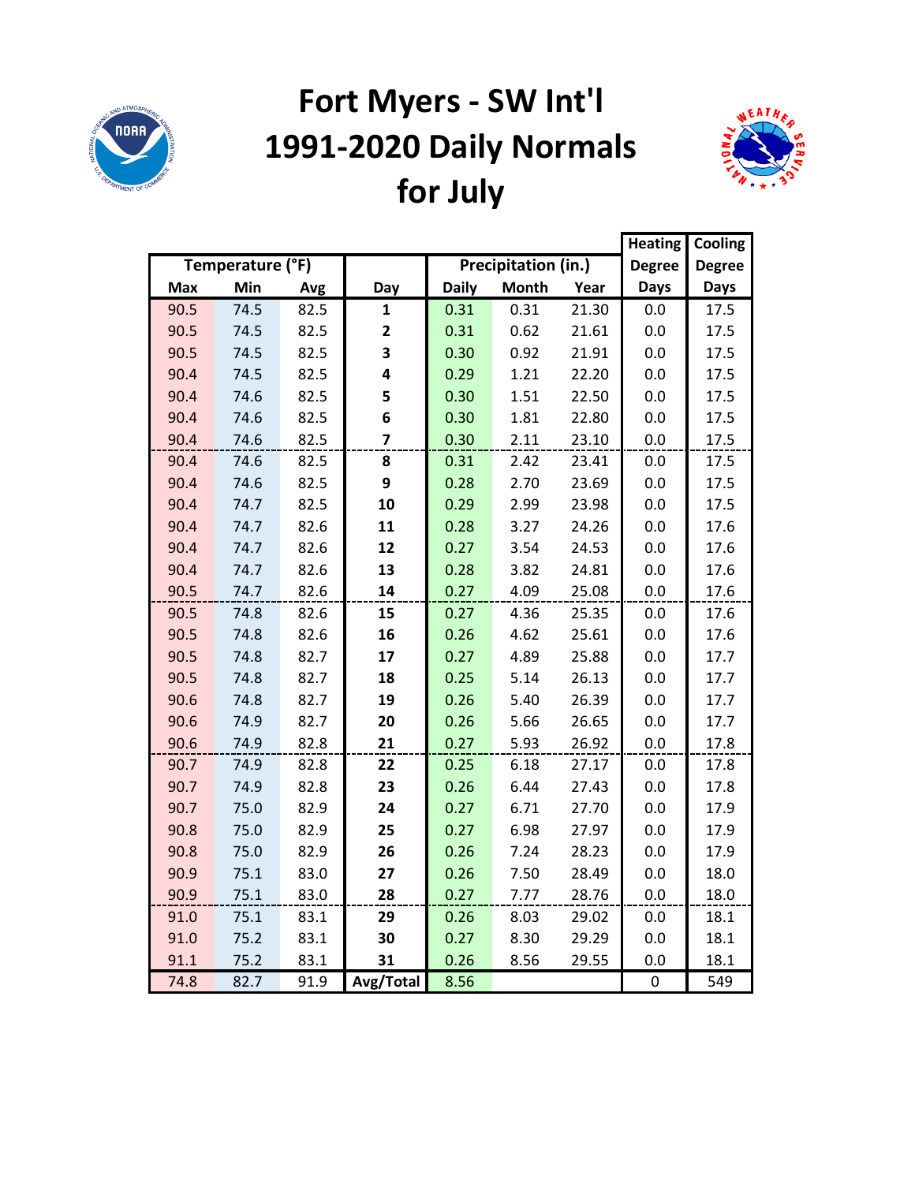# Fort Myers - SW Int'l 1991-2020 Daily Normals for July

| Temperature (°F) | | | | Precipitation (in.) | | | Heating Degree Days | Cooling Degree Days |
|---|---|---|---|---|---|---|---|---|
| Max | Min | Avg | Day | Daily | Month | Year | | |
| 90.5 | 74.5 | 82.5 | 1 | 0.31 | 0.31 | 21.30 | 0.0 | 17.5 |
| 90.5 | 74.5 | 82.5 | 2 | 0.31 | 0.62 | 21.61 | 0.0 | 17.5 |
| 90.5 | 74.5 | 82.5 | 3 | 0.30 | 0.92 | 21.91 | 0.0 | 17.5 |
| 90.4 | 74.5 | 82.5 | 4 | 0.29 | 1.21 | 22.20 | 0.0 | 17.5 |
| 90.4 | 74.6 | 82.5 | 5 | 0.30 | 1.51 | 22.50 | 0.0 | 17.5 |
| 90.4 | 74.6 | 82.5 | 6 | 0.30 | 1.81 | 22.80 | 0.0 | 17.5 |
| 90.4 | 74.6 | 82.5 | 7 | 0.30 | 2.11 | 23.10 | 0.0 | 17.5 |
| 90.4 | 74.6 | 82.5 | 8 | 0.31 | 2.42 | 23.41 | 0.0 | 17.5 |
| 90.4 | 74.6 | 82.5 | 9 | 0.28 | 2.70 | 23.69 | 0.0 | 17.5 |
| 90.4 | 74.7 | 82.5 | 10 | 0.29 | 2.99 | 23.98 | 0.0 | 17.5 |
| 90.4 | 74.7 | 82.6 | 11 | 0.28 | 3.27 | 24.26 | 0.0 | 17.6 |
| 90.4 | 74.7 | 82.6 | 12 | 0.27 | 3.54 | 24.53 | 0.0 | 17.6 |
| 90.4 | 74.7 | 82.6 | 13 | 0.28 | 3.82 | 24.81 | 0.0 | 17.6 |
| 90.5 | 74.7 | 82.6 | 14 | 0.27 | 4.09 | 25.08 | 0.0 | 17.6 |
| 90.5 | 74.8 | 82.6 | 15 | 0.27 | 4.36 | 25.35 | 0.0 | 17.6 |
| 90.5 | 74.8 | 82.6 | 16 | 0.26 | 4.62 | 25.61 | 0.0 | 17.6 |
| 90.5 | 74.8 | 82.7 | 17 | 0.27 | 4.89 | 25.88 | 0.0 | 17.7 |
| 90.5 | 74.8 | 82.7 | 18 | 0.25 | 5.14 | 26.13 | 0.0 | 17.7 |
| 90.6 | 74.8 | 82.7 | 19 | 0.26 | 5.40 | 26.39 | 0.0 | 17.7 |
| 90.6 | 74.9 | 82.7 | 20 | 0.26 | 5.66 | 26.65 | 0.0 | 17.7 |
| 90.6 | 74.9 | 82.8 | 21 | 0.27 | 5.93 | 26.92 | 0.0 | 17.8 |
| 90.7 | 74.9 | 82.8 | 22 | 0.25 | 6.18 | 27.17 | 0.0 | 17.8 |
| 90.7 | 74.9 | 82.8 | 23 | 0.26 | 6.44 | 27.43 | 0.0 | 17.8 |
| 90.7 | 75.0 | 82.9 | 24 | 0.27 | 6.71 | 27.70 | 0.0 | 17.9 |
| 90.8 | 75.0 | 82.9 | 25 | 0.27 | 6.98 | 27.97 | 0.0 | 17.9 |
| 90.8 | 75.0 | 82.9 | 26 | 0.26 | 7.24 | 28.23 | 0.0 | 17.9 |
| 90.9 | 75.1 | 83.0 | 27 | 0.26 | 7.50 | 28.49 | 0.0 | 18.0 |
| 90.9 | 75.1 | 83.0 | 28 | 0.27 | 7.77 | 28.76 | 0.0 | 18.0 |
| 91.0 | 75.1 | 83.1 | 29 | 0.26 | 8.03 | 29.02 | 0.0 | 18.1 |
| 91.0 | 75.2 | 83.1 | 30 | 0.27 | 8.30 | 29.29 | 0.0 | 18.1 |
| 91.1 | 75.2 | 83.1 | 31 | 0.26 | 8.56 | 29.55 | 0.0 | 18.1 |
| 74.8 | 82.7 | 91.9 | Avg/Total | 8.56 | | | 0 | 549 |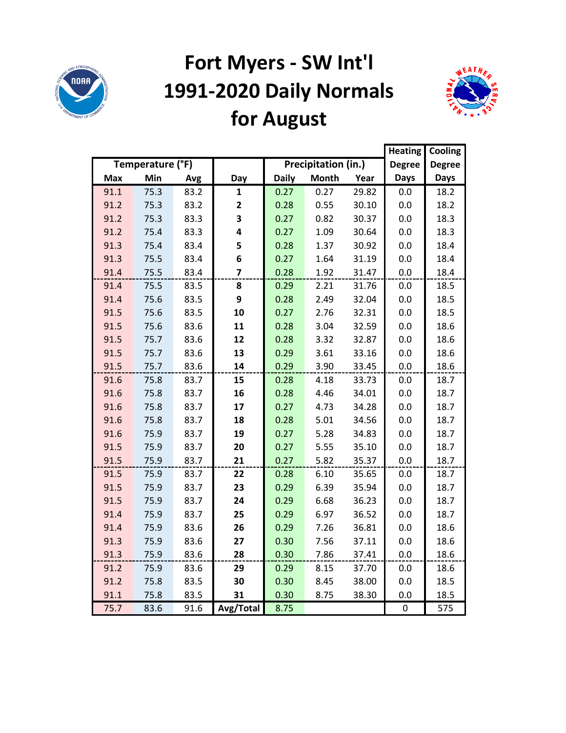# Fort Myers - SW Int'l
# 1991-2020 Daily Normals
# for August

| Temperature (°F) | | | | Precipitation (in.) | | | Heating Degree Days | Cooling Degree Days |
|---|---|---|---|---|---|---|---|---|
| Max | Min | Avg | Day | Daily | Month | Year | | |
| 91.1 | 75.3 | 83.2 | **1** | 0.27 | 0.27 | 29.82 | 0.0 | 18.2 |
| 91.2 | 75.3 | 83.2 | **2** | 0.28 | 0.55 | 30.10 | 0.0 | 18.2 |
| 91.2 | 75.3 | 83.3 | **3** | 0.27 | 0.82 | 30.37 | 0.0 | 18.3 |
| 91.2 | 75.4 | 83.3 | **4** | 0.27 | 1.09 | 30.64 | 0.0 | 18.3 |
| 91.3 | 75.4 | 83.4 | **5** | 0.28 | 1.37 | 30.92 | 0.0 | 18.4 |
| 91.3 | 75.5 | 83.4 | **6** | 0.27 | 1.64 | 31.19 | 0.0 | 18.4 |
| 91.4 | 75.5 | 83.4 | **7** | 0.28 | 1.92 | 31.47 | 0.0 | 18.4 |
| 91.4 | 75.5 | 83.5 | **8** | 0.29 | 2.21 | 31.76 | 0.0 | 18.5 |
| 91.4 | 75.6 | 83.5 | **9** | 0.28 | 2.49 | 32.04 | 0.0 | 18.5 |
| 91.5 | 75.6 | 83.5 | **10** | 0.27 | 2.76 | 32.31 | 0.0 | 18.5 |
| 91.5 | 75.6 | 83.6 | **11** | 0.28 | 3.04 | 32.59 | 0.0 | 18.6 |
| 91.5 | 75.7 | 83.6 | **12** | 0.28 | 3.32 | 32.87 | 0.0 | 18.6 |
| 91.5 | 75.7 | 83.6 | **13** | 0.29 | 3.61 | 33.16 | 0.0 | 18.6 |
| 91.5 | 75.7 | 83.6 | **14** | 0.29 | 3.90 | 33.45 | 0.0 | 18.6 |
| 91.6 | 75.8 | 83.7 | **15** | 0.28 | 4.18 | 33.73 | 0.0 | 18.7 |
| 91.6 | 75.8 | 83.7 | **16** | 0.28 | 4.46 | 34.01 | 0.0 | 18.7 |
| 91.6 | 75.8 | 83.7 | **17** | 0.27 | 4.73 | 34.28 | 0.0 | 18.7 |
| 91.6 | 75.8 | 83.7 | **18** | 0.28 | 5.01 | 34.56 | 0.0 | 18.7 |
| 91.6 | 75.9 | 83.7 | **19** | 0.27 | 5.28 | 34.83 | 0.0 | 18.7 |
| 91.5 | 75.9 | 83.7 | **20** | 0.27 | 5.55 | 35.10 | 0.0 | 18.7 |
| 91.5 | 75.9 | 83.7 | **21** | 0.27 | 5.82 | 35.37 | 0.0 | 18.7 |
| 91.5 | 75.9 | 83.7 | **22** | 0.28 | 6.10 | 35.65 | 0.0 | 18.7 |
| 91.5 | 75.9 | 83.7 | **23** | 0.29 | 6.39 | 35.94 | 0.0 | 18.7 |
| 91.5 | 75.9 | 83.7 | **24** | 0.29 | 6.68 | 36.23 | 0.0 | 18.7 |
| 91.4 | 75.9 | 83.7 | **25** | 0.29 | 6.97 | 36.52 | 0.0 | 18.7 |
| 91.4 | 75.9 | 83.6 | **26** | 0.29 | 7.26 | 36.81 | 0.0 | 18.6 |
| 91.3 | 75.9 | 83.6 | **27** | 0.30 | 7.56 | 37.11 | 0.0 | 18.6 |
| 91.3 | 75.9 | 83.6 | **28** | 0.30 | 7.86 | 37.41 | 0.0 | 18.6 |
| 91.2 | 75.9 | 83.6 | **29** | 0.29 | 8.15 | 37.70 | 0.0 | 18.6 |
| 91.2 | 75.8 | 83.5 | **30** | 0.30 | 8.45 | 38.00 | 0.0 | 18.5 |
| 91.1 | 75.8 | 83.5 | **31** | 0.30 | 8.75 | 38.30 | 0.0 | 18.5 |
| 75.7 | 83.6 | 91.6 | **Avg/Total** | 8.75 | | | 0 | 575 |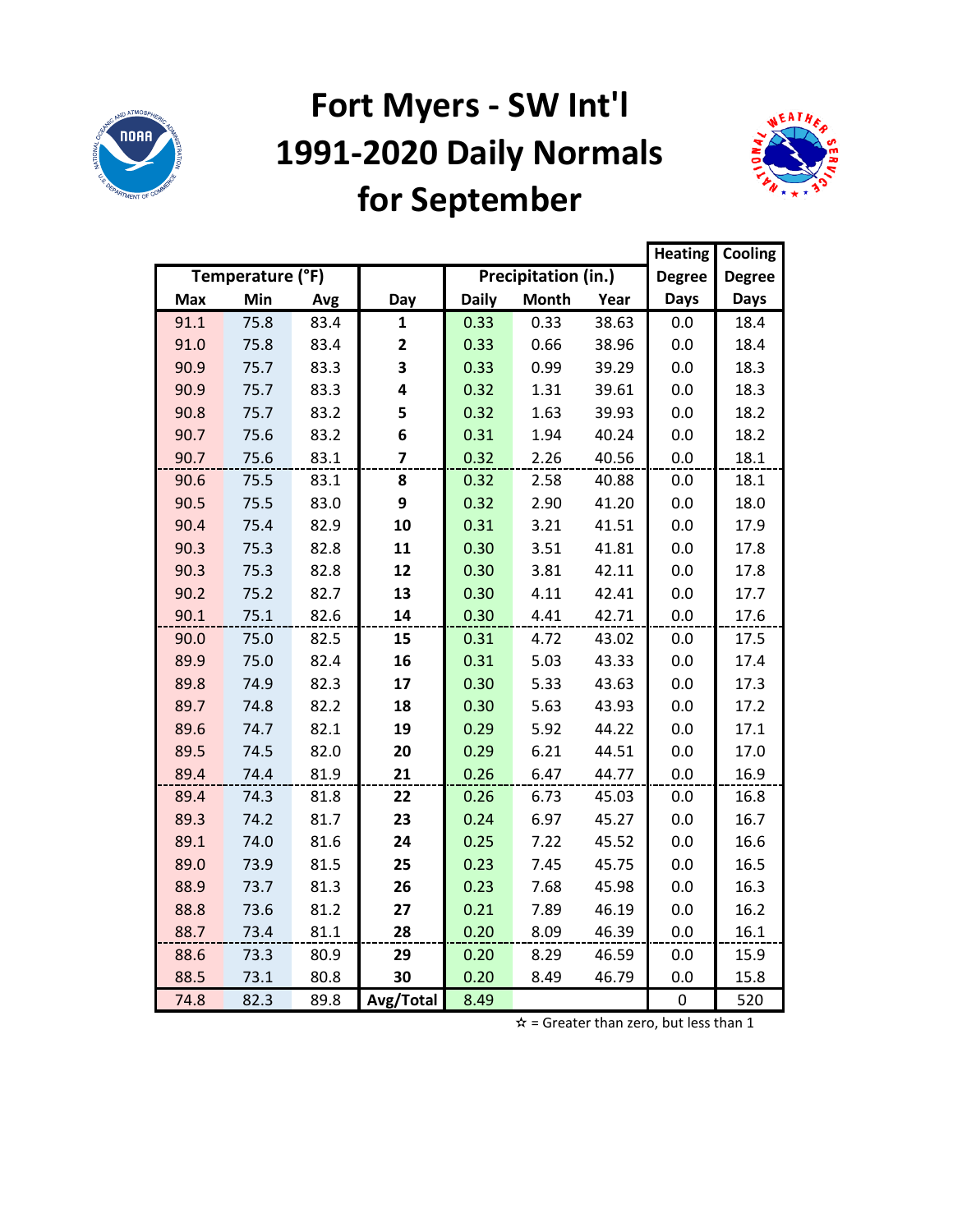# Fort Myers - SW Int'l 1991-2020 Daily Normals for September

| Temperature (°F) | | | Day | Precipitation (in.) | | | Heating Degree Days | Cooling Degree Days |
|---|---|---|---|---|---|---|---|---|
| Max | Min | Avg | | Daily | Month | Year | | |
| 91.1 | 75.8 | 83.4 | **1** | 0.33 | 0.33 | 38.63 | 0.0 | 18.4 |
| 91.0 | 75.8 | 83.4 | **2** | 0.33 | 0.66 | 38.96 | 0.0 | 18.4 |
| 90.9 | 75.7 | 83.3 | **3** | 0.33 | 0.99 | 39.29 | 0.0 | 18.3 |
| 90.9 | 75.7 | 83.3 | **4** | 0.32 | 1.31 | 39.61 | 0.0 | 18.3 |
| 90.8 | 75.7 | 83.2 | **5** | 0.32 | 1.63 | 39.93 | 0.0 | 18.2 |
| 90.7 | 75.6 | 83.2 | **6** | 0.31 | 1.94 | 40.24 | 0.0 | 18.2 |
| 90.7 | 75.6 | 83.1 | **7** | 0.32 | 2.26 | 40.56 | 0.0 | 18.1 |
| 90.6 | 75.5 | 83.1 | **8** | 0.32 | 2.58 | 40.88 | 0.0 | 18.1 |
| 90.5 | 75.5 | 83.0 | **9** | 0.32 | 2.90 | 41.20 | 0.0 | 18.0 |
| 90.4 | 75.4 | 82.9 | **10** | 0.31 | 3.21 | 41.51 | 0.0 | 17.9 |
| 90.3 | 75.3 | 82.8 | **11** | 0.30 | 3.51 | 41.81 | 0.0 | 17.8 |
| 90.3 | 75.3 | 82.8 | **12** | 0.30 | 3.81 | 42.11 | 0.0 | 17.8 |
| 90.2 | 75.2 | 82.7 | **13** | 0.30 | 4.11 | 42.41 | 0.0 | 17.7 |
| 90.1 | 75.1 | 82.6 | **14** | 0.30 | 4.41 | 42.71 | 0.0 | 17.6 |
| 90.0 | 75.0 | 82.5 | **15** | 0.31 | 4.72 | 43.02 | 0.0 | 17.5 |
| 89.9 | 75.0 | 82.4 | **16** | 0.31 | 5.03 | 43.33 | 0.0 | 17.4 |
| 89.8 | 74.9 | 82.3 | **17** | 0.30 | 5.33 | 43.63 | 0.0 | 17.3 |
| 89.7 | 74.8 | 82.2 | **18** | 0.30 | 5.63 | 43.93 | 0.0 | 17.2 |
| 89.6 | 74.7 | 82.1 | **19** | 0.29 | 5.92 | 44.22 | 0.0 | 17.1 |
| 89.5 | 74.5 | 82.0 | **20** | 0.29 | 6.21 | 44.51 | 0.0 | 17.0 |
| 89.4 | 74.4 | 81.9 | **21** | 0.26 | 6.47 | 44.77 | 0.0 | 16.9 |
| 89.4 | 74.3 | 81.8 | **22** | 0.26 | 6.73 | 45.03 | 0.0 | 16.8 |
| 89.3 | 74.2 | 81.7 | **23** | 0.24 | 6.97 | 45.27 | 0.0 | 16.7 |
| 89.1 | 74.0 | 81.6 | **24** | 0.25 | 7.22 | 45.52 | 0.0 | 16.6 |
| 89.0 | 73.9 | 81.5 | **25** | 0.23 | 7.45 | 45.75 | 0.0 | 16.5 |
| 88.9 | 73.7 | 81.3 | **26** | 0.23 | 7.68 | 45.98 | 0.0 | 16.3 |
| 88.8 | 73.6 | 81.2 | **27** | 0.21 | 7.89 | 46.19 | 0.0 | 16.2 |
| 88.7 | 73.4 | 81.1 | **28** | 0.20 | 8.09 | 46.39 | 0.0 | 16.1 |
| 88.6 | 73.3 | 80.9 | **29** | 0.20 | 8.29 | 46.59 | 0.0 | 15.9 |
| 88.5 | 73.1 | 80.8 | **30** | 0.20 | 8.49 | 46.79 | 0.0 | 15.8 |
| 74.8 | 82.3 | 89.8 | **Avg/Total** | 8.49 | | | 0 | 520 |

☆ = Greater than zero, but less than 1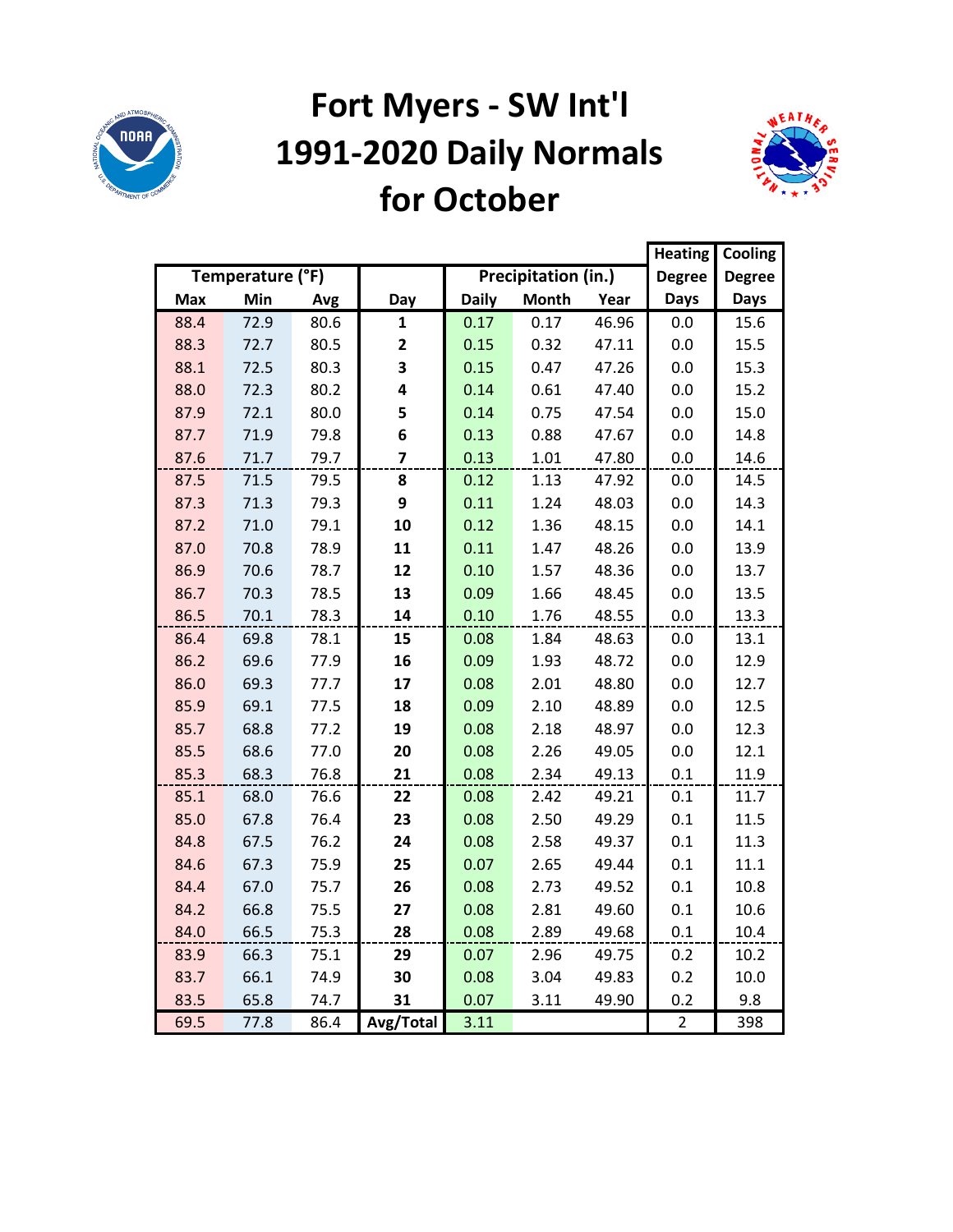# Fort Myers - SW Int'l 1991-2020 Daily Normals for October

| Temperature (°F) | | | | Precipitation (in.) | | | Heating Degree Days | Cooling Degree Days |
|---|---|---|---|---|---|---|---|---|
| Max | Min | Avg | Day | Daily | Month | Year | | |
| 88.4 | 72.9 | 80.6 | 1 | 0.17 | 0.17 | 46.96 | 0.0 | 15.6 |
| 88.3 | 72.7 | 80.5 | 2 | 0.15 | 0.32 | 47.11 | 0.0 | 15.5 |
| 88.1 | 72.5 | 80.3 | 3 | 0.15 | 0.47 | 47.26 | 0.0 | 15.3 |
| 88.0 | 72.3 | 80.2 | 4 | 0.14 | 0.61 | 47.40 | 0.0 | 15.2 |
| 87.9 | 72.1 | 80.0 | 5 | 0.14 | 0.75 | 47.54 | 0.0 | 15.0 |
| 87.7 | 71.9 | 79.8 | 6 | 0.13 | 0.88 | 47.67 | 0.0 | 14.8 |
| 87.6 | 71.7 | 79.7 | 7 | 0.13 | 1.01 | 47.80 | 0.0 | 14.6 |
| 87.5 | 71.5 | 79.5 | 8 | 0.12 | 1.13 | 47.92 | 0.0 | 14.5 |
| 87.3 | 71.3 | 79.3 | 9 | 0.11 | 1.24 | 48.03 | 0.0 | 14.3 |
| 87.2 | 71.0 | 79.1 | 10 | 0.12 | 1.36 | 48.15 | 0.0 | 14.1 |
| 87.0 | 70.8 | 78.9 | 11 | 0.11 | 1.47 | 48.26 | 0.0 | 13.9 |
| 86.9 | 70.6 | 78.7 | 12 | 0.10 | 1.57 | 48.36 | 0.0 | 13.7 |
| 86.7 | 70.3 | 78.5 | 13 | 0.09 | 1.66 | 48.45 | 0.0 | 13.5 |
| 86.5 | 70.1 | 78.3 | 14 | 0.10 | 1.76 | 48.55 | 0.0 | 13.3 |
| 86.4 | 69.8 | 78.1 | 15 | 0.08 | 1.84 | 48.63 | 0.0 | 13.1 |
| 86.2 | 69.6 | 77.9 | 16 | 0.09 | 1.93 | 48.72 | 0.0 | 12.9 |
| 86.0 | 69.3 | 77.7 | 17 | 0.08 | 2.01 | 48.80 | 0.0 | 12.7 |
| 85.9 | 69.1 | 77.5 | 18 | 0.09 | 2.10 | 48.89 | 0.0 | 12.5 |
| 85.7 | 68.8 | 77.2 | 19 | 0.08 | 2.18 | 48.97 | 0.0 | 12.3 |
| 85.5 | 68.6 | 77.0 | 20 | 0.08 | 2.26 | 49.05 | 0.0 | 12.1 |
| 85.3 | 68.3 | 76.8 | 21 | 0.08 | 2.34 | 49.13 | 0.1 | 11.9 |
| 85.1 | 68.0 | 76.6 | 22 | 0.08 | 2.42 | 49.21 | 0.1 | 11.7 |
| 85.0 | 67.8 | 76.4 | 23 | 0.08 | 2.50 | 49.29 | 0.1 | 11.5 |
| 84.8 | 67.5 | 76.2 | 24 | 0.08 | 2.58 | 49.37 | 0.1 | 11.3 |
| 84.6 | 67.3 | 75.9 | 25 | 0.07 | 2.65 | 49.44 | 0.1 | 11.1 |
| 84.4 | 67.0 | 75.7 | 26 | 0.08 | 2.73 | 49.52 | 0.1 | 10.8 |
| 84.2 | 66.8 | 75.5 | 27 | 0.08 | 2.81 | 49.60 | 0.1 | 10.6 |
| 84.0 | 66.5 | 75.3 | 28 | 0.08 | 2.89 | 49.68 | 0.1 | 10.4 |
| 83.9 | 66.3 | 75.1 | 29 | 0.07 | 2.96 | 49.75 | 0.2 | 10.2 |
| 83.7 | 66.1 | 74.9 | 30 | 0.08 | 3.04 | 49.83 | 0.2 | 10.0 |
| 83.5 | 65.8 | 74.7 | 31 | 0.07 | 3.11 | 49.90 | 0.2 | 9.8 |
| 69.5 | 77.8 | 86.4 | Avg/Total | 3.11 | | | 2 | 398 |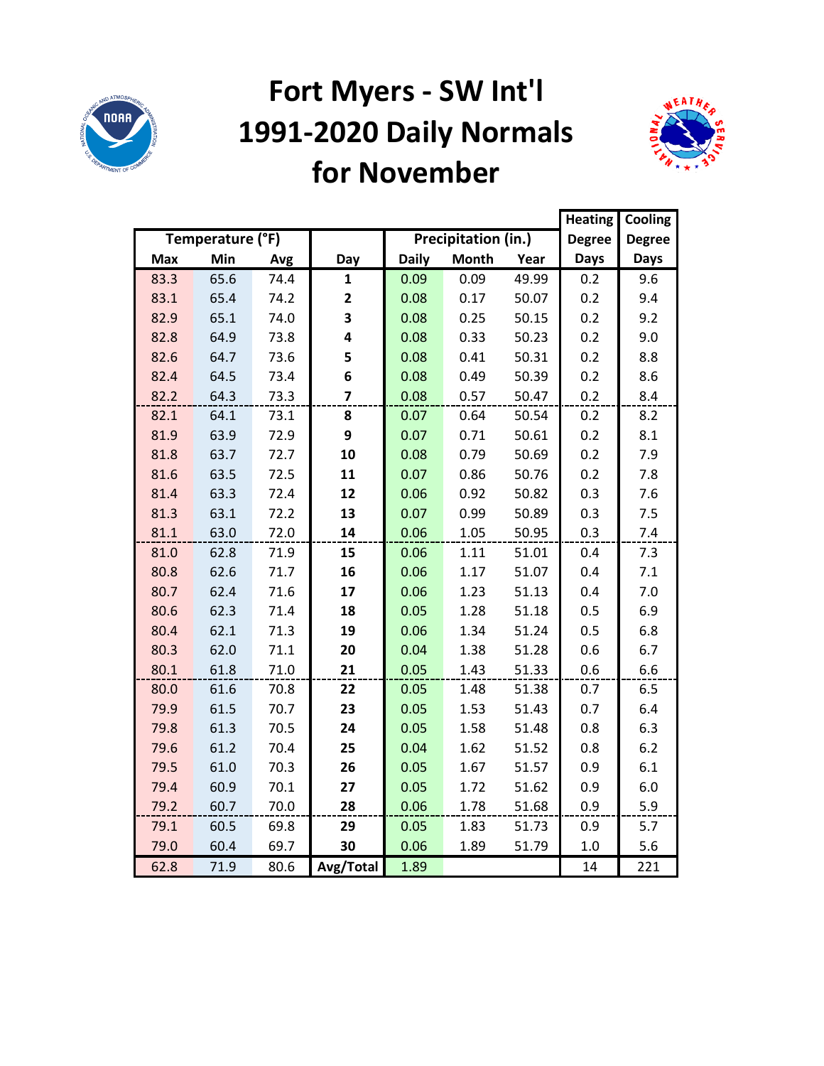# Fort Myers - SW Int'l
# 1991-2020 Daily Normals
# for November

| Temperature (°F) | | | Day | Precipitation (in.) | | | Heating Degree Days | Cooling Degree Days |
|---|---|---|---|---|---|---|---|---|
| Max | Min | Avg | | Daily | Month | Year | | |
| 83.3 | 65.6 | 74.4 | 1 | 0.09 | 0.09 | 49.99 | 0.2 | 9.6 |
| 83.1 | 65.4 | 74.2 | 2 | 0.08 | 0.17 | 50.07 | 0.2 | 9.4 |
| 82.9 | 65.1 | 74.0 | 3 | 0.08 | 0.25 | 50.15 | 0.2 | 9.2 |
| 82.8 | 64.9 | 73.8 | 4 | 0.08 | 0.33 | 50.23 | 0.2 | 9.0 |
| 82.6 | 64.7 | 73.6 | 5 | 0.08 | 0.41 | 50.31 | 0.2 | 8.8 |
| 82.4 | 64.5 | 73.4 | 6 | 0.08 | 0.49 | 50.39 | 0.2 | 8.6 |
| 82.2 | 64.3 | 73.3 | 7 | 0.08 | 0.57 | 50.47 | 0.2 | 8.4 |
| 82.1 | 64.1 | 73.1 | 8 | 0.07 | 0.64 | 50.54 | 0.2 | 8.2 |
| 81.9 | 63.9 | 72.9 | 9 | 0.07 | 0.71 | 50.61 | 0.2 | 8.1 |
| 81.8 | 63.7 | 72.7 | 10 | 0.08 | 0.79 | 50.69 | 0.2 | 7.9 |
| 81.6 | 63.5 | 72.5 | 11 | 0.07 | 0.86 | 50.76 | 0.2 | 7.8 |
| 81.4 | 63.3 | 72.4 | 12 | 0.06 | 0.92 | 50.82 | 0.3 | 7.6 |
| 81.3 | 63.1 | 72.2 | 13 | 0.07 | 0.99 | 50.89 | 0.3 | 7.5 |
| 81.1 | 63.0 | 72.0 | 14 | 0.06 | 1.05 | 50.95 | 0.3 | 7.4 |
| 81.0 | 62.8 | 71.9 | 15 | 0.06 | 1.11 | 51.01 | 0.4 | 7.3 |
| 80.8 | 62.6 | 71.7 | 16 | 0.06 | 1.17 | 51.07 | 0.4 | 7.1 |
| 80.7 | 62.4 | 71.6 | 17 | 0.06 | 1.23 | 51.13 | 0.4 | 7.0 |
| 80.6 | 62.3 | 71.4 | 18 | 0.05 | 1.28 | 51.18 | 0.5 | 6.9 |
| 80.4 | 62.1 | 71.3 | 19 | 0.06 | 1.34 | 51.24 | 0.5 | 6.8 |
| 80.3 | 62.0 | 71.1 | 20 | 0.04 | 1.38 | 51.28 | 0.6 | 6.7 |
| 80.1 | 61.8 | 71.0 | 21 | 0.05 | 1.43 | 51.33 | 0.6 | 6.6 |
| 80.0 | 61.6 | 70.8 | 22 | 0.05 | 1.48 | 51.38 | 0.7 | 6.5 |
| 79.9 | 61.5 | 70.7 | 23 | 0.05 | 1.53 | 51.43 | 0.7 | 6.4 |
| 79.8 | 61.3 | 70.5 | 24 | 0.05 | 1.58 | 51.48 | 0.8 | 6.3 |
| 79.6 | 61.2 | 70.4 | 25 | 0.04 | 1.62 | 51.52 | 0.8 | 6.2 |
| 79.5 | 61.0 | 70.3 | 26 | 0.05 | 1.67 | 51.57 | 0.9 | 6.1 |
| 79.4 | 60.9 | 70.1 | 27 | 0.05 | 1.72 | 51.62 | 0.9 | 6.0 |
| 79.2 | 60.7 | 70.0 | 28 | 0.06 | 1.78 | 51.68 | 0.9 | 5.9 |
| 79.1 | 60.5 | 69.8 | 29 | 0.05 | 1.83 | 51.73 | 0.9 | 5.7 |
| 79.0 | 60.4 | 69.7 | 30 | 0.06 | 1.89 | 51.79 | 1.0 | 5.6 |
| 62.8 | 71.9 | 80.6 | Avg/Total | 1.89 | | | 14 | 221 |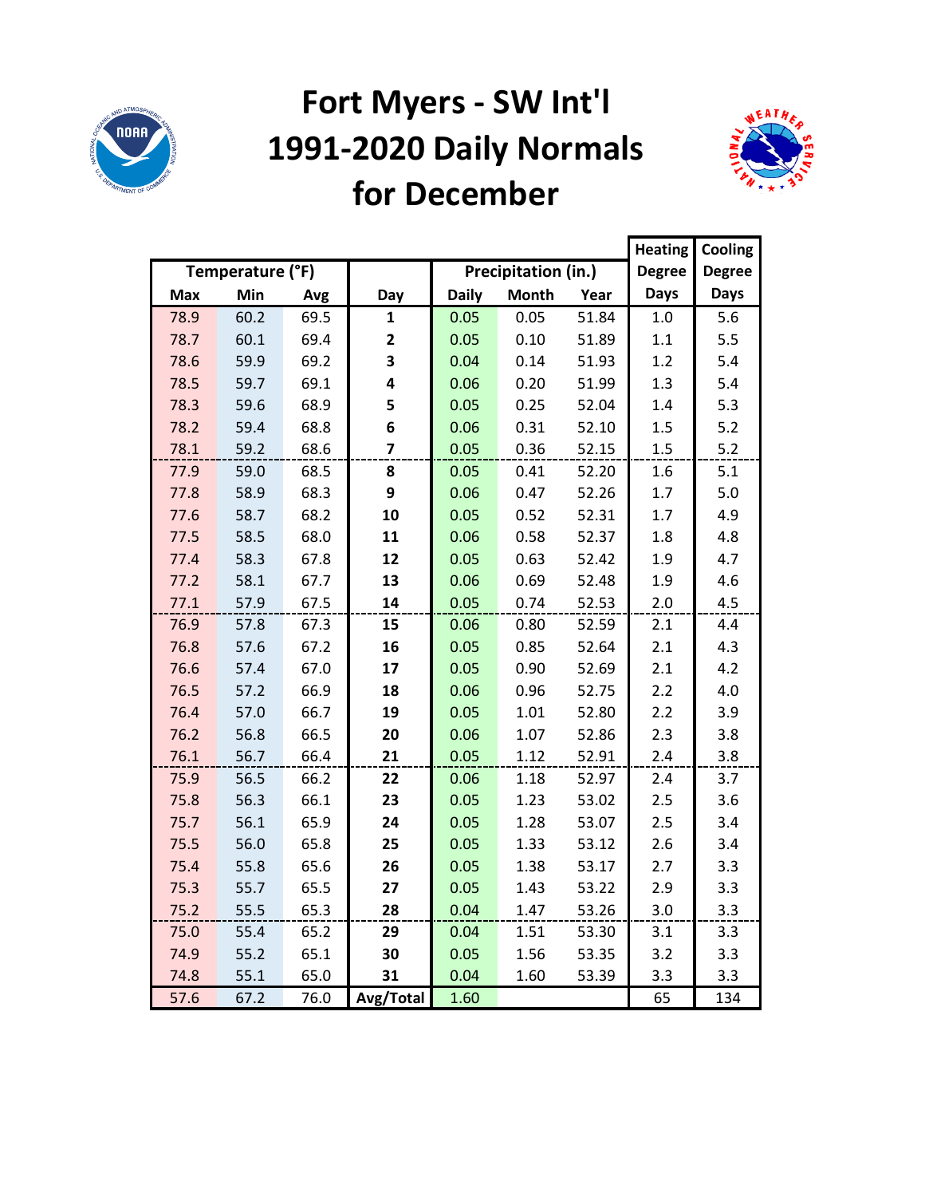# Fort Myers - SW Int'l 1991-2020 Daily Normals for December

| Temperature (°F) | | | | Precipitation (in.) | | | Heating Degree Days | Cooling Degree Days |
|---|---|---|---|---|---|---|---|---|
| Max | Min | Avg | Day | Daily | Month | Year | | |
| 78.9 | 60.2 | 69.5 | **1** | 0.05 | 0.05 | 51.84 | 1.0 | 5.6 |
| 78.7 | 60.1 | 69.4 | **2** | 0.05 | 0.10 | 51.89 | 1.1 | 5.5 |
| 78.6 | 59.9 | 69.2 | **3** | 0.04 | 0.14 | 51.93 | 1.2 | 5.4 |
| 78.5 | 59.7 | 69.1 | **4** | 0.06 | 0.20 | 51.99 | 1.3 | 5.4 |
| 78.3 | 59.6 | 68.9 | **5** | 0.05 | 0.25 | 52.04 | 1.4 | 5.3 |
| 78.2 | 59.4 | 68.8 | **6** | 0.06 | 0.31 | 52.10 | 1.5 | 5.2 |
| 78.1 | 59.2 | 68.6 | **7** | 0.05 | 0.36 | 52.15 | 1.5 | 5.2 |
| 77.9 | 59.0 | 68.5 | **8** | 0.05 | 0.41 | 52.20 | 1.6 | 5.1 |
| 77.8 | 58.9 | 68.3 | **9** | 0.06 | 0.47 | 52.26 | 1.7 | 5.0 |
| 77.6 | 58.7 | 68.2 | **10** | 0.05 | 0.52 | 52.31 | 1.7 | 4.9 |
| 77.5 | 58.5 | 68.0 | **11** | 0.06 | 0.58 | 52.37 | 1.8 | 4.8 |
| 77.4 | 58.3 | 67.8 | **12** | 0.05 | 0.63 | 52.42 | 1.9 | 4.7 |
| 77.2 | 58.1 | 67.7 | **13** | 0.06 | 0.69 | 52.48 | 1.9 | 4.6 |
| 77.1 | 57.9 | 67.5 | **14** | 0.05 | 0.74 | 52.53 | 2.0 | 4.5 |
| 76.9 | 57.8 | 67.3 | **15** | 0.06 | 0.80 | 52.59 | 2.1 | 4.4 |
| 76.8 | 57.6 | 67.2 | **16** | 0.05 | 0.85 | 52.64 | 2.1 | 4.3 |
| 76.6 | 57.4 | 67.0 | **17** | 0.05 | 0.90 | 52.69 | 2.1 | 4.2 |
| 76.5 | 57.2 | 66.9 | **18** | 0.06 | 0.96 | 52.75 | 2.2 | 4.0 |
| 76.4 | 57.0 | 66.7 | **19** | 0.05 | 1.01 | 52.80 | 2.2 | 3.9 |
| 76.2 | 56.8 | 66.5 | **20** | 0.06 | 1.07 | 52.86 | 2.3 | 3.8 |
| 76.1 | 56.7 | 66.4 | **21** | 0.05 | 1.12 | 52.91 | 2.4 | 3.8 |
| 75.9 | 56.5 | 66.2 | **22** | 0.06 | 1.18 | 52.97 | 2.4 | 3.7 |
| 75.8 | 56.3 | 66.1 | **23** | 0.05 | 1.23 | 53.02 | 2.5 | 3.6 |
| 75.7 | 56.1 | 65.9 | **24** | 0.05 | 1.28 | 53.07 | 2.5 | 3.4 |
| 75.5 | 56.0 | 65.8 | **25** | 0.05 | 1.33 | 53.12 | 2.6 | 3.4 |
| 75.4 | 55.8 | 65.6 | **26** | 0.05 | 1.38 | 53.17 | 2.7 | 3.3 |
| 75.3 | 55.7 | 65.5 | **27** | 0.05 | 1.43 | 53.22 | 2.9 | 3.3 |
| 75.2 | 55.5 | 65.3 | **28** | 0.04 | 1.47 | 53.26 | 3.0 | 3.3 |
| 75.0 | 55.4 | 65.2 | **29** | 0.04 | 1.51 | 53.30 | 3.1 | 3.3 |
| 74.9 | 55.2 | 65.1 | **30** | 0.05 | 1.56 | 53.35 | 3.2 | 3.3 |
| 74.8 | 55.1 | 65.0 | **31** | 0.04 | 1.60 | 53.39 | 3.3 | 3.3 |
| 57.6 | 67.2 | 76.0 | **Avg/Total** | 1.60 | | | 65 | 134 |